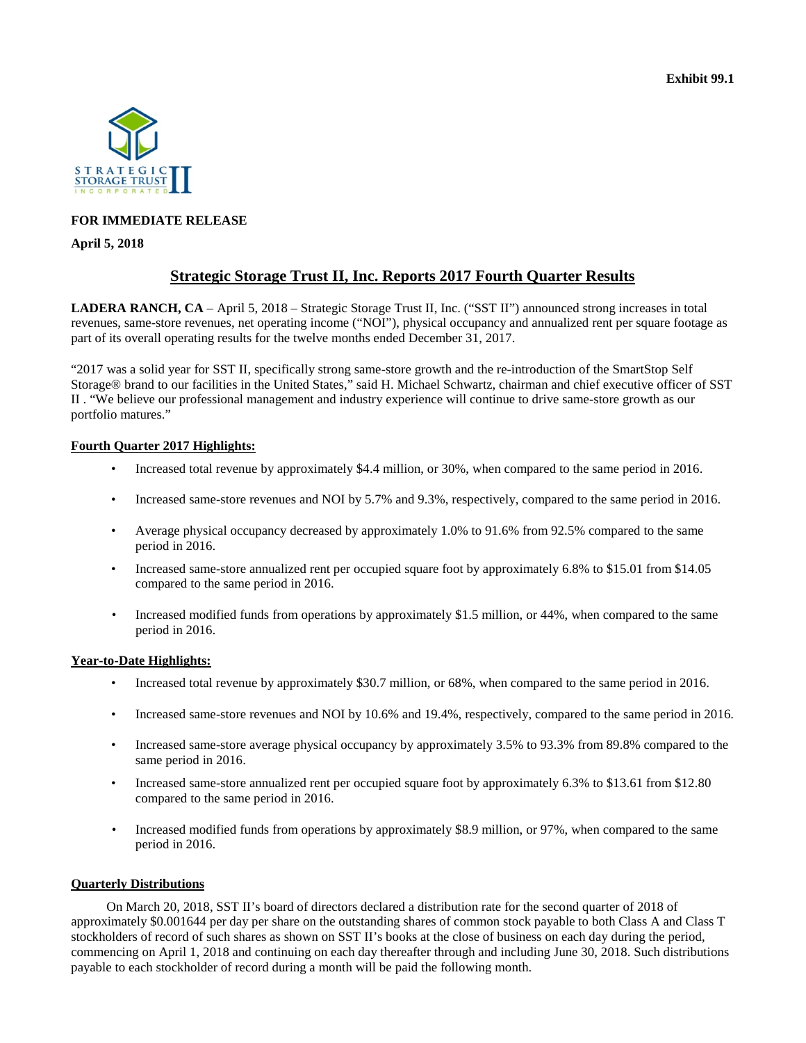**Exhibit 99.1**

**FOR IMMEDIATE RELEASE**

**April 5, 2018**

# Strategic Storage Trust II, Inc. Reports 2017 Fourth Quarter Results

**LADERA RANCH, CA** – April 5, 2018 – Strategic Storage Trust II, Inc. ("SST II") announced strong increases in total revenues, same-store revenues, net operating income ("NOI"), physical occupancy and annualized rent per square footage as part of its overall operating results for the twelve months ended December 31, 2017.

"2017 was a solid year for SST II, specifically strong same-store growth and the re-introduction of the SmartStop Self Storage® brand to our facilities in the United States," said H. Michael Schwartz, chairman and chief executive officer of SST II . "We believe our professional management and industry experience will continue to drive same-store growth as our portfolio matures."

## Fourth Quarter 2017 Highlights:

- Increased total revenue by approximately $4.4 million, or 30%, when compared to the same period in 2016.
- Increased same-store revenues and NOI by 5.7% and 9.3%, respectively, compared to the same period in 2016.
- Average physical occupancy decreased by approximately 1.0% to 91.6% from 92.5% compared to the same period in 2016.
- Increased same-store annualized rent per occupied square foot by approximately 6.8% to $15.01 from $14.05 compared to the same period in 2016.
- Increased modified funds from operations by approximately $1.5 million, or 44%, when compared to the same period in 2016.

## Year-to-Date Highlights:

- Increased total revenue by approximately $30.7 million, or 68%, when compared to the same period in 2016.
- Increased same-store revenues and NOI by 10.6% and 19.4%, respectively, compared to the same period in 2016.
- Increased same-store average physical occupancy by approximately 3.5% to 93.3% from 89.8% compared to the same period in 2016.
- Increased same-store annualized rent per occupied square foot by approximately 6.3% to $13.61 from $12.80 compared to the same period in 2016.
- Increased modified funds from operations by approximately $8.9 million, or 97%, when compared to the same period in 2016.

## Quarterly Distributions

On March 20, 2018, SST II's board of directors declared a distribution rate for the second quarter of 2018 of approximately $0.001644 per day per share on the outstanding shares of common stock payable to both Class A and Class T stockholders of record of such shares as shown on SST II's books at the close of business on each day during the period, commencing on April 1, 2018 and continuing on each day thereafter through and including June 30, 2018. Such distributions payable to each stockholder of record during a month will be paid the following month.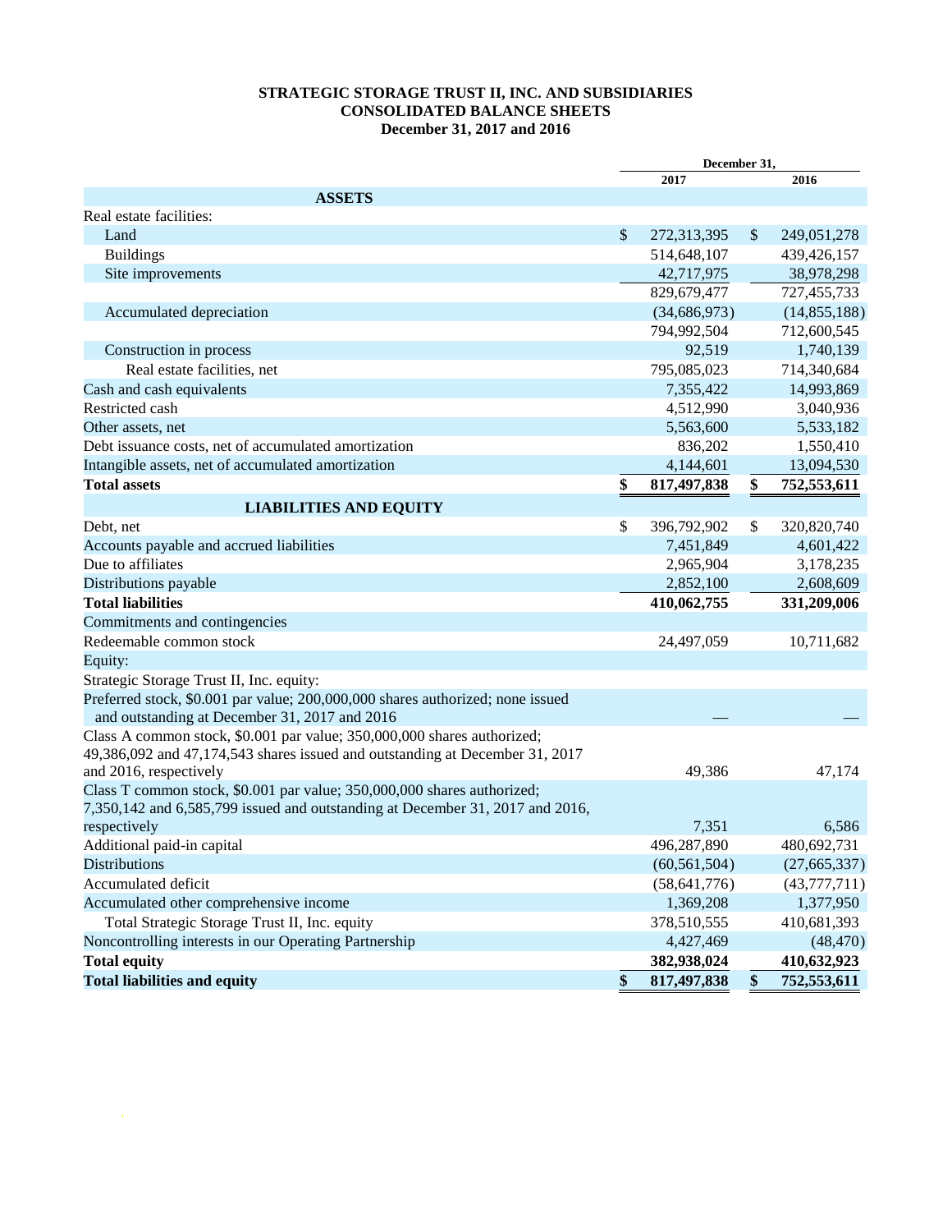# STRATEGIC STORAGE TRUST II, INC. AND SUBSIDIARIES
## CONSOLIDATED BALANCE SHEETS
### December 31, 2017 and 2016

| | December 31, 2017 | December 31, 2016 |
|---|---|---|
| **ASSETS** | | |
| Real estate facilities: | | |
| Land | $ 272,313,395 | $ 249,051,278 |
| Buildings | 514,648,107 | 439,426,157 |
| Site improvements | 42,717,975 | 38,978,298 |
| | 829,679,477 | 727,455,733 |
| Accumulated depreciation | (34,686,973) | (14,855,188) |
| | 794,992,504 | 712,600,545 |
| Construction in process | 92,519 | 1,740,139 |
| Real estate facilities, net | 795,085,023 | 714,340,684 |
| Cash and cash equivalents | 7,355,422 | 14,993,869 |
| Restricted cash | 4,512,990 | 3,040,936 |
| Other assets, net | 5,563,600 | 5,533,182 |
| Debt issuance costs, net of accumulated amortization | 836,202 | 1,550,410 |
| Intangible assets, net of accumulated amortization | 4,144,601 | 13,094,530 |
| **Total assets** | **$ 817,497,838** | **$ 752,553,611** |
| **LIABILITIES AND EQUITY** | | |
| Debt, net | $ 396,792,902 | $ 320,820,740 |
| Accounts payable and accrued liabilities | 7,451,849 | 4,601,422 |
| Due to affiliates | 2,965,904 | 3,178,235 |
| Distributions payable | 2,852,100 | 2,608,609 |
| **Total liabilities** | **410,062,755** | **331,209,006** |
| Commitments and contingencies | | |
| Redeemable common stock | 24,497,059 | 10,711,682 |
| Equity: | | |
| Strategic Storage Trust II, Inc. equity: | | |
| Preferred stock, $0.001 par value; 200,000,000 shares authorized; none issued and outstanding at December 31, 2017 and 2016 | — | — |
| Class A common stock, $0.001 par value; 350,000,000 shares authorized; 49,386,092 and 47,174,543 shares issued and outstanding at December 31, 2017 and 2016, respectively | 49,386 | 47,174 |
| Class T common stock, $0.001 par value; 350,000,000 shares authorized; 7,350,142 and 6,585,799 issued and outstanding at December 31, 2017 and 2016, respectively | 7,351 | 6,586 |
| Additional paid-in capital | 496,287,890 | 480,692,731 |
| Distributions | (60,561,504) | (27,665,337) |
| Accumulated deficit | (58,641,776) | (43,777,711) |
| Accumulated other comprehensive income | 1,369,208 | 1,377,950 |
| Total Strategic Storage Trust II, Inc. equity | 378,510,555 | 410,681,393 |
| Noncontrolling interests in our Operating Partnership | 4,427,469 | (48,470) |
| **Total equity** | **382,938,024** | **410,632,923** |
| **Total liabilities and equity** | **$ 817,497,838** | **$ 752,553,611** |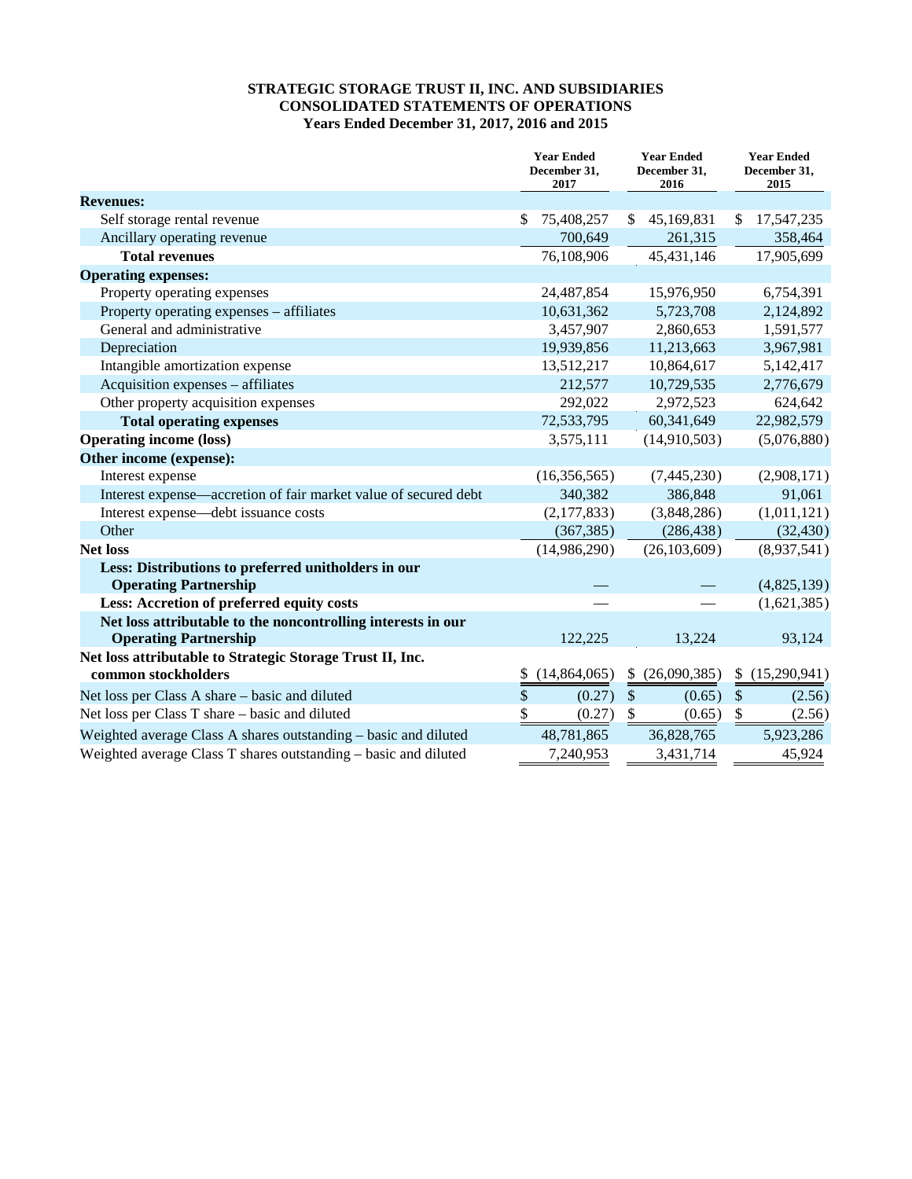**STRATEGIC STORAGE TRUST II, INC. AND SUBSIDIARIES**
**CONSOLIDATED STATEMENTS OF OPERATIONS**
**Years Ended December 31, 2017, 2016 and 2015**

| | Year Ended December 31, 2017 | Year Ended December 31, 2016 | Year Ended December 31, 2015 |
|---|---|---|---|
| **Revenues:** | | | |
| Self storage rental revenue | $ 75,408,257 | $ 45,169,831 | $ 17,547,235 |
| Ancillary operating revenue | 700,649 | 261,315 | 358,464 |
| **Total revenues** | 76,108,906 | 45,431,146 | 17,905,699 |
| **Operating expenses:** | | | |
| Property operating expenses | 24,487,854 | 15,976,950 | 6,754,391 |
| Property operating expenses – affiliates | 10,631,362 | 5,723,708 | 2,124,892 |
| General and administrative | 3,457,907 | 2,860,653 | 1,591,577 |
| Depreciation | 19,939,856 | 11,213,663 | 3,967,981 |
| Intangible amortization expense | 13,512,217 | 10,864,617 | 5,142,417 |
| Acquisition expenses – affiliates | 212,577 | 10,729,535 | 2,776,679 |
| Other property acquisition expenses | 292,022 | 2,972,523 | 624,642 |
| **Total operating expenses** | 72,533,795 | 60,341,649 | 22,982,579 |
| **Operating income (loss)** | 3,575,111 | (14,910,503) | (5,076,880) |
| **Other income (expense):** | | | |
| Interest expense | (16,356,565) | (7,445,230) | (2,908,171) |
| Interest expense—accretion of fair market value of secured debt | 340,382 | 386,848 | 91,061 |
| Interest expense—debt issuance costs | (2,177,833) | (3,848,286) | (1,011,121) |
| Other | (367,385) | (286,438) | (32,430) |
| **Net loss** | (14,986,290) | (26,103,609) | (8,937,541) |
| **Less: Distributions to preferred unitholders in our Operating Partnership** | — | — | (4,825,139) |
| **Less: Accretion of preferred equity costs** | — | — | (1,621,385) |
| **Net loss attributable to the noncontrolling interests in our Operating Partnership** | 122,225 | 13,224 | 93,124 |
| **Net loss attributable to Strategic Storage Trust II, Inc. common stockholders** | $ (14,864,065) | $ (26,090,385) | $ (15,290,941) |
| Net loss per Class A share – basic and diluted | $ (0.27) | $ (0.65) | $ (2.56) |
| Net loss per Class T share – basic and diluted | $ (0.27) | $ (0.65) | $ (2.56) |
| Weighted average Class A shares outstanding – basic and diluted | 48,781,865 | 36,828,765 | 5,923,286 |
| Weighted average Class T shares outstanding – basic and diluted | 7,240,953 | 3,431,714 | 45,924 |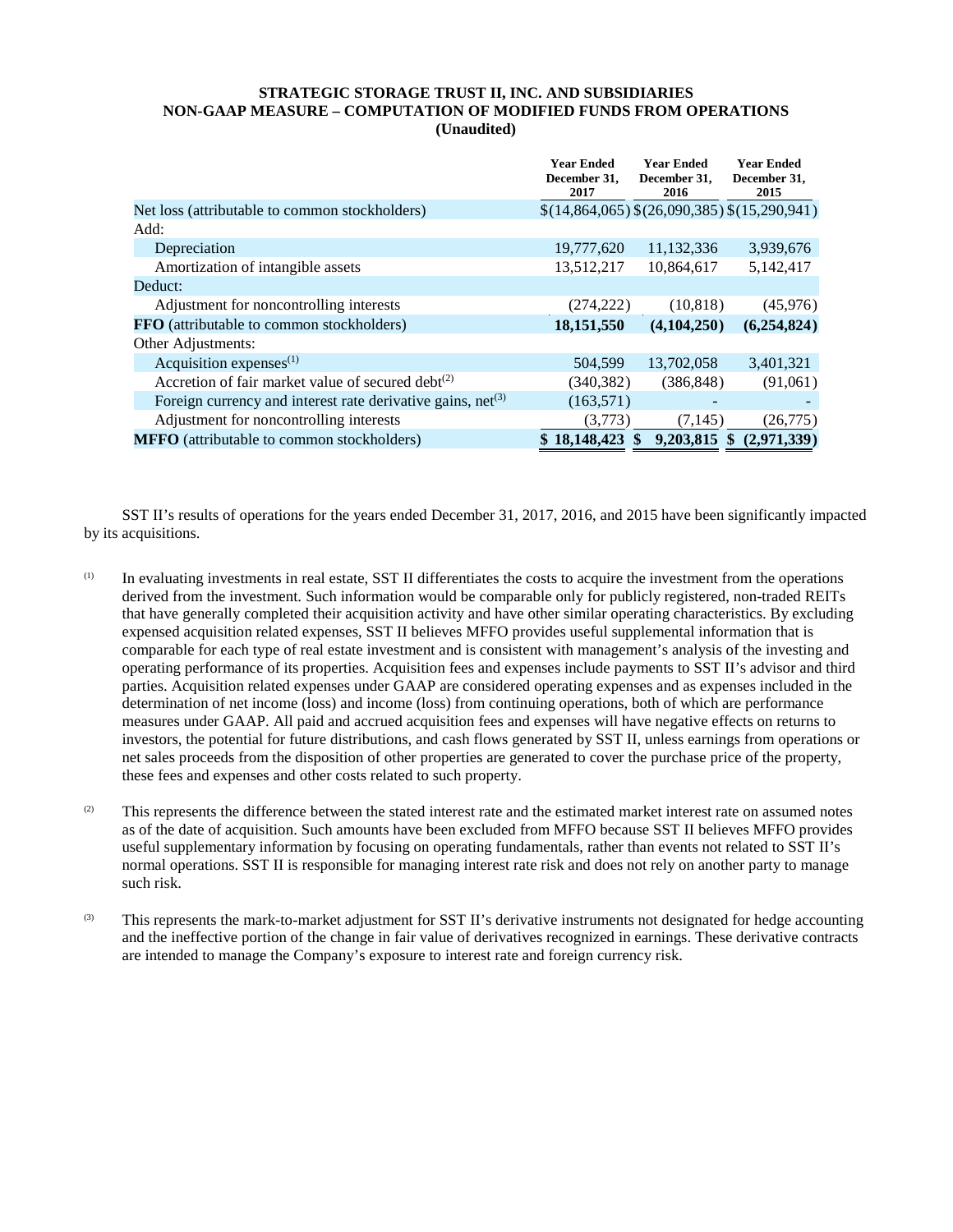**STRATEGIC STORAGE TRUST II, INC. AND SUBSIDIARIES**
**NON-GAAP MEASURE – COMPUTATION OF MODIFIED FUNDS FROM OPERATIONS**
**(Unaudited)**

| | Year Ended December 31, 2017 | Year Ended December 31, 2016 | Year Ended December 31, 2015 |
|---|---|---|---|
| Net loss (attributable to common stockholders) | $(14,864,065) | $(26,090,385) | $(15,290,941) |
| Add: | | | |
| Depreciation | 19,777,620 | 11,132,336 | 3,939,676 |
| Amortization of intangible assets | 13,512,217 | 10,864,617 | 5,142,417 |
| Deduct: | | | |
| Adjustment for noncontrolling interests | (274,222) | (10,818) | (45,976) |
| **FFO** (attributable to common stockholders) | **18,151,550** | **(4,104,250)** | **(6,254,824)** |
| Other Adjustments: | | | |
| Acquisition expenses[(1)] | 504,599 | 13,702,058 | 3,401,321 |
| Accretion of fair market value of secured debt[(2)] | (340,382) | (386,848) | (91,061) |
| Foreign currency and interest rate derivative gains, net[(3)] | (163,571) | - | - |
| Adjustment for noncontrolling interests | (3,773) | (7,145) | (26,775) |
| **MFFO** (attributable to common stockholders) | **$ 18,148,423** | **$ 9,203,815** | **$ (2,971,339)** |

SST II's results of operations for the years ended December 31, 2017, 2016, and 2015 have been significantly impacted by its acquisitions.

(1) In evaluating investments in real estate, SST II differentiates the costs to acquire the investment from the operations derived from the investment. Such information would be comparable only for publicly registered, non-traded REITs that have generally completed their acquisition activity and have other similar operating characteristics. By excluding expensed acquisition related expenses, SST II believes MFFO provides useful supplemental information that is comparable for each type of real estate investment and is consistent with management's analysis of the investing and operating performance of its properties. Acquisition fees and expenses include payments to SST II's advisor and third parties. Acquisition related expenses under GAAP are considered operating expenses and as expenses included in the determination of net income (loss) and income (loss) from continuing operations, both of which are performance measures under GAAP. All paid and accrued acquisition fees and expenses will have negative effects on returns to investors, the potential for future distributions, and cash flows generated by SST II, unless earnings from operations or net sales proceeds from the disposition of other properties are generated to cover the purchase price of the property, these fees and expenses and other costs related to such property.

(2) This represents the difference between the stated interest rate and the estimated market interest rate on assumed notes as of the date of acquisition. Such amounts have been excluded from MFFO because SST II believes MFFO provides useful supplementary information by focusing on operating fundamentals, rather than events not related to SST II's normal operations. SST II is responsible for managing interest rate risk and does not rely on another party to manage such risk.

(3) This represents the mark-to-market adjustment for SST II's derivative instruments not designated for hedge accounting and the ineffective portion of the change in fair value of derivatives recognized in earnings. These derivative contracts are intended to manage the Company's exposure to interest rate and foreign currency risk.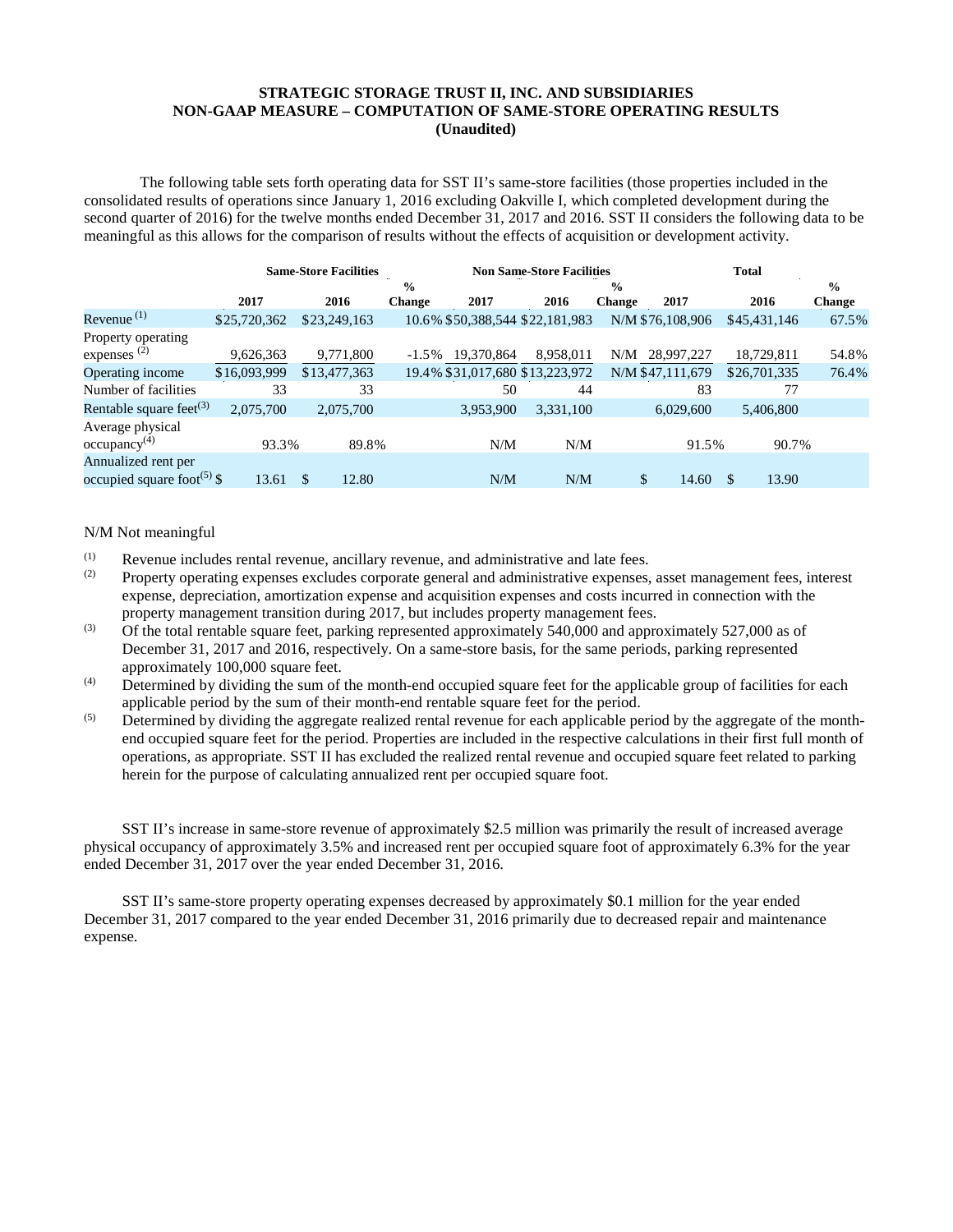**STRATEGIC STORAGE TRUST II, INC. AND SUBSIDIARIES**
**NON-GAAP MEASURE – COMPUTATION OF SAME-STORE OPERATING RESULTS**
**(Unaudited)**

The following table sets forth operating data for SST II's same-store facilities (those properties included in the consolidated results of operations since January 1, 2016 excluding Oakville I, which completed development during the second quarter of 2016) for the twelve months ended December 31, 2017 and 2016. SST II considers the following data to be meaningful as this allows for the comparison of results without the effects of acquisition or development activity.

| | Same-Store Facilities | | | Non Same-Store Facilities | | | Total | | |
|---|---|---|---|---|---|---|---|---|---|
| | 2017 | 2016 | % Change | 2017 | 2016 | % Change | 2017 | 2016 | % Change |
| Revenue [(1)] | $25,720,362 | $23,249,163 | 10.6% | $50,388,544 | $22,181,983 | N/M | $76,108,906 | $45,431,146 | 67.5% |
| Property operating expenses [(2)] | 9,626,363 | 9,771,800 | -1.5% | 19,370,864 | 8,958,011 | N/M | 28,997,227 | 18,729,811 | 54.8% |
| Operating income | $16,093,999 | $13,477,363 | 19.4% | $31,017,680 | $13,223,972 | N/M | $47,111,679 | $26,701,335 | 76.4% |
| Number of facilities | 33 | 33 | | 50 | 44 | | 83 | 77 | |
| Rentable square feet[(3)] | 2,075,700 | 2,075,700 | | 3,953,900 | 3,331,100 | | 6,029,600 | 5,406,800 | |
| Average physical occupancy[(4)] | 93.3% | 89.8% | | N/M | N/M | | 91.5% | 90.7% | |
| Annualized rent per occupied square foot[(5)] | $ 13.61 | $ 12.80 | | N/M | N/M | | $ 14.60 | $ 13.90 | |

N/M Not meaningful

(1) Revenue includes rental revenue, ancillary revenue, and administrative and late fees.

(2) Property operating expenses excludes corporate general and administrative expenses, asset management fees, interest expense, depreciation, amortization expense and acquisition expenses and costs incurred in connection with the property management transition during 2017, but includes property management fees.

(3) Of the total rentable square feet, parking represented approximately 540,000 and approximately 527,000 as of December 31, 2017 and 2016, respectively. On a same-store basis, for the same periods, parking represented approximately 100,000 square feet.

(4) Determined by dividing the sum of the month-end occupied square feet for the applicable group of facilities for each applicable period by the sum of their month-end rentable square feet for the period.

(5) Determined by dividing the aggregate realized rental revenue for each applicable period by the aggregate of the month-end occupied square feet for the period. Properties are included in the respective calculations in their first full month of operations, as appropriate. SST II has excluded the realized rental revenue and occupied square feet related to parking herein for the purpose of calculating annualized rent per occupied square foot.

SST II's increase in same-store revenue of approximately $2.5 million was primarily the result of increased average physical occupancy of approximately 3.5% and increased rent per occupied square foot of approximately 6.3% for the year ended December 31, 2017 over the year ended December 31, 2016.

SST II's same-store property operating expenses decreased by approximately $0.1 million for the year ended December 31, 2017 compared to the year ended December 31, 2016 primarily due to decreased repair and maintenance expense.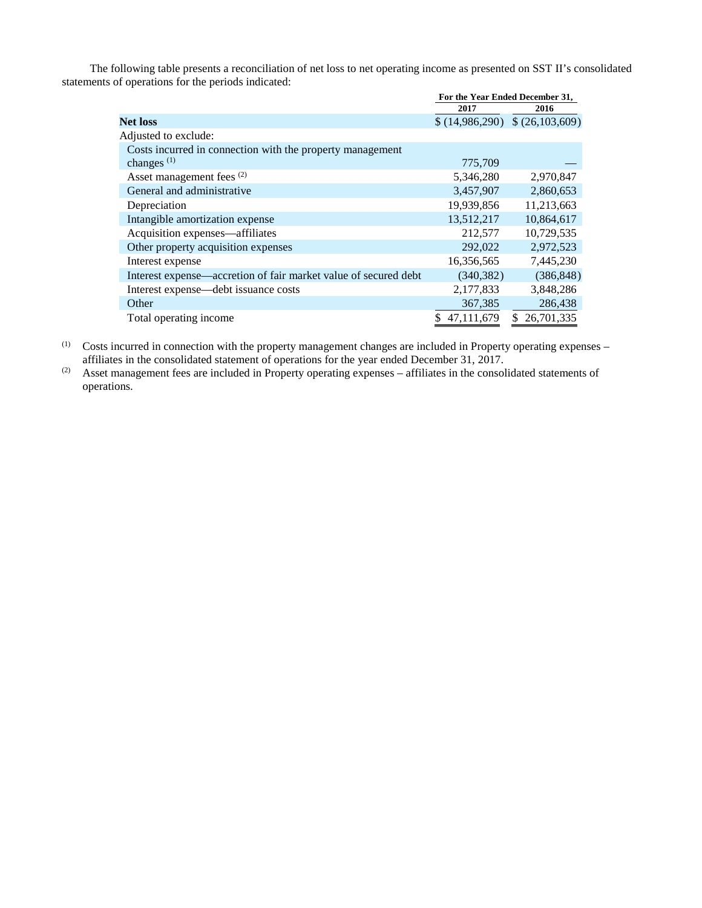The following table presents a reconciliation of net loss to net operating income as presented on SST II's consolidated statements of operations for the periods indicated:

| | For the Year Ended December 31, | |
|---|---|---|
| | 2017 | 2016 |
| **Net loss** | $ (14,986,290) | $ (26,103,609) |
| Adjusted to exclude: | | |
| Costs incurred in connection with the property management changes [(1)] | 775,709 | — |
| Asset management fees [(2)] | 5,346,280 | 2,970,847 |
| General and administrative | 3,457,907 | 2,860,653 |
| Depreciation | 19,939,856 | 11,213,663 |
| Intangible amortization expense | 13,512,217 | 10,864,617 |
| Acquisition expenses—affiliates | 212,577 | 10,729,535 |
| Other property acquisition expenses | 292,022 | 2,972,523 |
| Interest expense | 16,356,565 | 7,445,230 |
| Interest expense—accretion of fair market value of secured debt | (340,382) | (386,848) |
| Interest expense—debt issuance costs | 2,177,833 | 3,848,286 |
| Other | 367,385 | 286,438 |
| Total operating income | $ 47,111,679 | $ 26,701,335 |

(1) Costs incurred in connection with the property management changes are included in Property operating expenses – affiliates in the consolidated statement of operations for the year ended December 31, 2017.

(2) Asset management fees are included in Property operating expenses – affiliates in the consolidated statements of operations.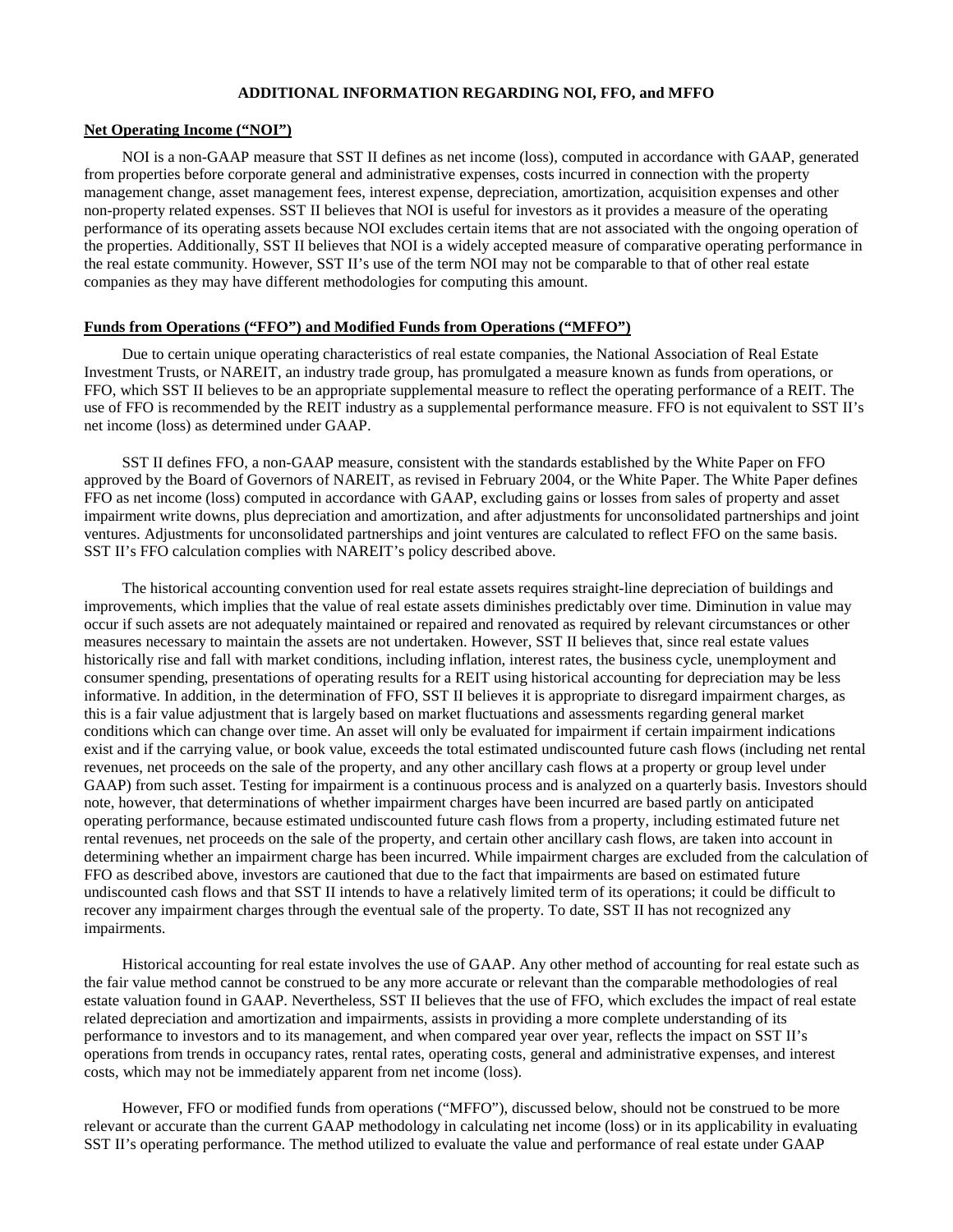## ADDITIONAL INFORMATION REGARDING NOI, FFO, and MFFO

**Net Operating Income ("NOI")**

NOI is a non-GAAP measure that SST II defines as net income (loss), computed in accordance with GAAP, generated from properties before corporate general and administrative expenses, costs incurred in connection with the property management change, asset management fees, interest expense, depreciation, amortization, acquisition expenses and other non-property related expenses. SST II believes that NOI is useful for investors as it provides a measure of the operating performance of its operating assets because NOI excludes certain items that are not associated with the ongoing operation of the properties. Additionally, SST II believes that NOI is a widely accepted measure of comparative operating performance in the real estate community. However, SST II's use of the term NOI may not be comparable to that of other real estate companies as they may have different methodologies for computing this amount.

**Funds from Operations ("FFO") and Modified Funds from Operations ("MFFO")**

Due to certain unique operating characteristics of real estate companies, the National Association of Real Estate Investment Trusts, or NAREIT, an industry trade group, has promulgated a measure known as funds from operations, or FFO, which SST II believes to be an appropriate supplemental measure to reflect the operating performance of a REIT. The use of FFO is recommended by the REIT industry as a supplemental performance measure. FFO is not equivalent to SST II's net income (loss) as determined under GAAP.

SST II defines FFO, a non-GAAP measure, consistent with the standards established by the White Paper on FFO approved by the Board of Governors of NAREIT, as revised in February 2004, or the White Paper. The White Paper defines FFO as net income (loss) computed in accordance with GAAP, excluding gains or losses from sales of property and asset impairment write downs, plus depreciation and amortization, and after adjustments for unconsolidated partnerships and joint ventures. Adjustments for unconsolidated partnerships and joint ventures are calculated to reflect FFO on the same basis. SST II's FFO calculation complies with NAREIT's policy described above.

The historical accounting convention used for real estate assets requires straight-line depreciation of buildings and improvements, which implies that the value of real estate assets diminishes predictably over time. Diminution in value may occur if such assets are not adequately maintained or repaired and renovated as required by relevant circumstances or other measures necessary to maintain the assets are not undertaken. However, SST II believes that, since real estate values historically rise and fall with market conditions, including inflation, interest rates, the business cycle, unemployment and consumer spending, presentations of operating results for a REIT using historical accounting for depreciation may be less informative. In addition, in the determination of FFO, SST II believes it is appropriate to disregard impairment charges, as this is a fair value adjustment that is largely based on market fluctuations and assessments regarding general market conditions which can change over time. An asset will only be evaluated for impairment if certain impairment indications exist and if the carrying value, or book value, exceeds the total estimated undiscounted future cash flows (including net rental revenues, net proceeds on the sale of the property, and any other ancillary cash flows at a property or group level under GAAP) from such asset. Testing for impairment is a continuous process and is analyzed on a quarterly basis. Investors should note, however, that determinations of whether impairment charges have been incurred are based partly on anticipated operating performance, because estimated undiscounted future cash flows from a property, including estimated future net rental revenues, net proceeds on the sale of the property, and certain other ancillary cash flows, are taken into account in determining whether an impairment charge has been incurred. While impairment charges are excluded from the calculation of FFO as described above, investors are cautioned that due to the fact that impairments are based on estimated future undiscounted cash flows and that SST II intends to have a relatively limited term of its operations; it could be difficult to recover any impairment charges through the eventual sale of the property. To date, SST II has not recognized any impairments.

Historical accounting for real estate involves the use of GAAP. Any other method of accounting for real estate such as the fair value method cannot be construed to be any more accurate or relevant than the comparable methodologies of real estate valuation found in GAAP. Nevertheless, SST II believes that the use of FFO, which excludes the impact of real estate related depreciation and amortization and impairments, assists in providing a more complete understanding of its performance to investors and to its management, and when compared year over year, reflects the impact on SST II's operations from trends in occupancy rates, rental rates, operating costs, general and administrative expenses, and interest costs, which may not be immediately apparent from net income (loss).

However, FFO or modified funds from operations ("MFFO"), discussed below, should not be construed to be more relevant or accurate than the current GAAP methodology in calculating net income (loss) or in its applicability in evaluating SST II's operating performance. The method utilized to evaluate the value and performance of real estate under GAAP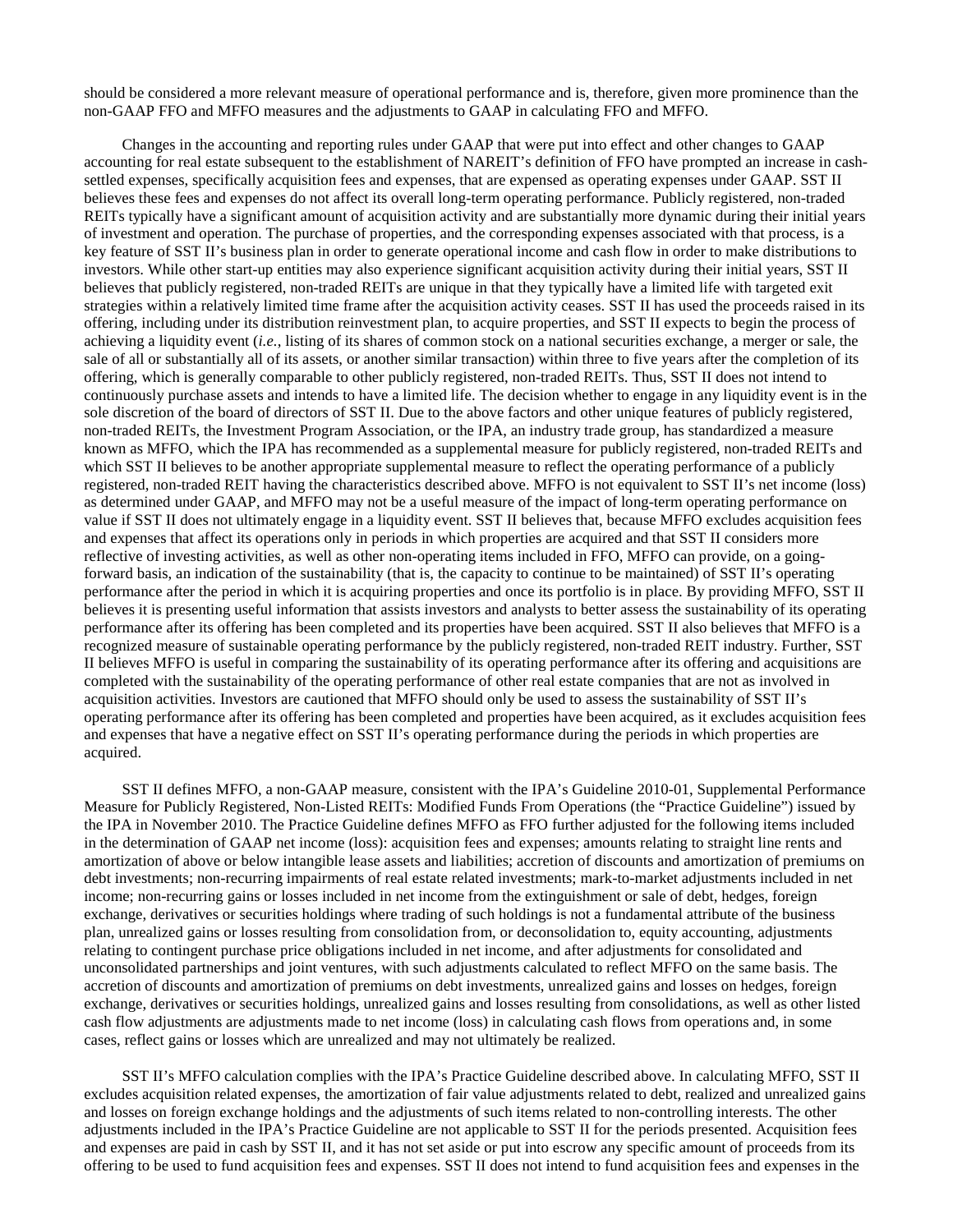should be considered a more relevant measure of operational performance and is, therefore, given more prominence than the non-GAAP FFO and MFFO measures and the adjustments to GAAP in calculating FFO and MFFO.

Changes in the accounting and reporting rules under GAAP that were put into effect and other changes to GAAP accounting for real estate subsequent to the establishment of NAREIT's definition of FFO have prompted an increase in cash-settled expenses, specifically acquisition fees and expenses, that are expensed as operating expenses under GAAP. SST II believes these fees and expenses do not affect its overall long-term operating performance. Publicly registered, non-traded REITs typically have a significant amount of acquisition activity and are substantially more dynamic during their initial years of investment and operation. The purchase of properties, and the corresponding expenses associated with that process, is a key feature of SST II's business plan in order to generate operational income and cash flow in order to make distributions to investors. While other start-up entities may also experience significant acquisition activity during their initial years, SST II believes that publicly registered, non-traded REITs are unique in that they typically have a limited life with targeted exit strategies within a relatively limited time frame after the acquisition activity ceases. SST II has used the proceeds raised in its offering, including under its distribution reinvestment plan, to acquire properties, and SST II expects to begin the process of achieving a liquidity event (*i.e.*, listing of its shares of common stock on a national securities exchange, a merger or sale, the sale of all or substantially all of its assets, or another similar transaction) within three to five years after the completion of its offering, which is generally comparable to other publicly registered, non-traded REITs. Thus, SST II does not intend to continuously purchase assets and intends to have a limited life. The decision whether to engage in any liquidity event is in the sole discretion of the board of directors of SST II. Due to the above factors and other unique features of publicly registered, non-traded REITs, the Investment Program Association, or the IPA, an industry trade group, has standardized a measure known as MFFO, which the IPA has recommended as a supplemental measure for publicly registered, non-traded REITs and which SST II believes to be another appropriate supplemental measure to reflect the operating performance of a publicly registered, non-traded REIT having the characteristics described above. MFFO is not equivalent to SST II's net income (loss) as determined under GAAP, and MFFO may not be a useful measure of the impact of long-term operating performance on value if SST II does not ultimately engage in a liquidity event. SST II believes that, because MFFO excludes acquisition fees and expenses that affect its operations only in periods in which properties are acquired and that SST II considers more reflective of investing activities, as well as other non-operating items included in FFO, MFFO can provide, on a going-forward basis, an indication of the sustainability (that is, the capacity to continue to be maintained) of SST II's operating performance after the period in which it is acquiring properties and once its portfolio is in place. By providing MFFO, SST II believes it is presenting useful information that assists investors and analysts to better assess the sustainability of its operating performance after its offering has been completed and its properties have been acquired. SST II also believes that MFFO is a recognized measure of sustainable operating performance by the publicly registered, non-traded REIT industry. Further, SST II believes MFFO is useful in comparing the sustainability of its operating performance after its offering and acquisitions are completed with the sustainability of the operating performance of other real estate companies that are not as involved in acquisition activities. Investors are cautioned that MFFO should only be used to assess the sustainability of SST II's operating performance after its offering has been completed and properties have been acquired, as it excludes acquisition fees and expenses that have a negative effect on SST II's operating performance during the periods in which properties are acquired.

SST II defines MFFO, a non-GAAP measure, consistent with the IPA's Guideline 2010-01, Supplemental Performance Measure for Publicly Registered, Non-Listed REITs: Modified Funds From Operations (the "Practice Guideline") issued by the IPA in November 2010. The Practice Guideline defines MFFO as FFO further adjusted for the following items included in the determination of GAAP net income (loss): acquisition fees and expenses; amounts relating to straight line rents and amortization of above or below intangible lease assets and liabilities; accretion of discounts and amortization of premiums on debt investments; non-recurring impairments of real estate related investments; mark-to-market adjustments included in net income; non-recurring gains or losses included in net income from the extinguishment or sale of debt, hedges, foreign exchange, derivatives or securities holdings where trading of such holdings is not a fundamental attribute of the business plan, unrealized gains or losses resulting from consolidation from, or deconsolidation to, equity accounting, adjustments relating to contingent purchase price obligations included in net income, and after adjustments for consolidated and unconsolidated partnerships and joint ventures, with such adjustments calculated to reflect MFFO on the same basis. The accretion of discounts and amortization of premiums on debt investments, unrealized gains and losses on hedges, foreign exchange, derivatives or securities holdings, unrealized gains and losses resulting from consolidations, as well as other listed cash flow adjustments are adjustments made to net income (loss) in calculating cash flows from operations and, in some cases, reflect gains or losses which are unrealized and may not ultimately be realized.

SST II's MFFO calculation complies with the IPA's Practice Guideline described above. In calculating MFFO, SST II excludes acquisition related expenses, the amortization of fair value adjustments related to debt, realized and unrealized gains and losses on foreign exchange holdings and the adjustments of such items related to non-controlling interests. The other adjustments included in the IPA's Practice Guideline are not applicable to SST II for the periods presented. Acquisition fees and expenses are paid in cash by SST II, and it has not set aside or put into escrow any specific amount of proceeds from its offering to be used to fund acquisition fees and expenses. SST II does not intend to fund acquisition fees and expenses in the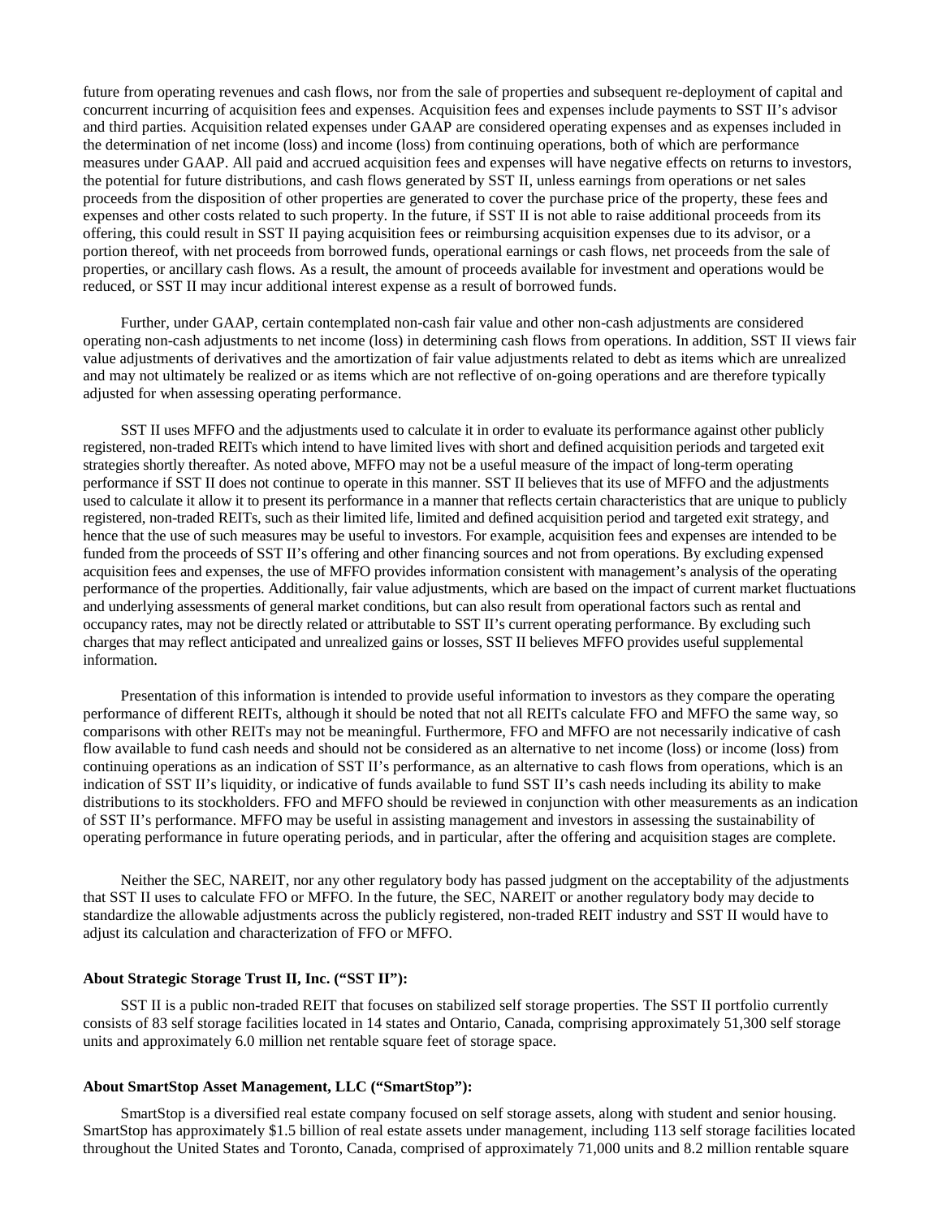future from operating revenues and cash flows, nor from the sale of properties and subsequent re-deployment of capital and concurrent incurring of acquisition fees and expenses. Acquisition fees and expenses include payments to SST II's advisor and third parties. Acquisition related expenses under GAAP are considered operating expenses and as expenses included in the determination of net income (loss) and income (loss) from continuing operations, both of which are performance measures under GAAP. All paid and accrued acquisition fees and expenses will have negative effects on returns to investors, the potential for future distributions, and cash flows generated by SST II, unless earnings from operations or net sales proceeds from the disposition of other properties are generated to cover the purchase price of the property, these fees and expenses and other costs related to such property. In the future, if SST II is not able to raise additional proceeds from its offering, this could result in SST II paying acquisition fees or reimbursing acquisition expenses due to its advisor, or a portion thereof, with net proceeds from borrowed funds, operational earnings or cash flows, net proceeds from the sale of properties, or ancillary cash flows. As a result, the amount of proceeds available for investment and operations would be reduced, or SST II may incur additional interest expense as a result of borrowed funds.

Further, under GAAP, certain contemplated non-cash fair value and other non-cash adjustments are considered operating non-cash adjustments to net income (loss) in determining cash flows from operations. In addition, SST II views fair value adjustments of derivatives and the amortization of fair value adjustments related to debt as items which are unrealized and may not ultimately be realized or as items which are not reflective of on-going operations and are therefore typically adjusted for when assessing operating performance.

SST II uses MFFO and the adjustments used to calculate it in order to evaluate its performance against other publicly registered, non-traded REITs which intend to have limited lives with short and defined acquisition periods and targeted exit strategies shortly thereafter. As noted above, MFFO may not be a useful measure of the impact of long-term operating performance if SST II does not continue to operate in this manner. SST II believes that its use of MFFO and the adjustments used to calculate it allow it to present its performance in a manner that reflects certain characteristics that are unique to publicly registered, non-traded REITs, such as their limited life, limited and defined acquisition period and targeted exit strategy, and hence that the use of such measures may be useful to investors. For example, acquisition fees and expenses are intended to be funded from the proceeds of SST II's offering and other financing sources and not from operations. By excluding expensed acquisition fees and expenses, the use of MFFO provides information consistent with management's analysis of the operating performance of the properties. Additionally, fair value adjustments, which are based on the impact of current market fluctuations and underlying assessments of general market conditions, but can also result from operational factors such as rental and occupancy rates, may not be directly related or attributable to SST II's current operating performance. By excluding such charges that may reflect anticipated and unrealized gains or losses, SST II believes MFFO provides useful supplemental information.

Presentation of this information is intended to provide useful information to investors as they compare the operating performance of different REITs, although it should be noted that not all REITs calculate FFO and MFFO the same way, so comparisons with other REITs may not be meaningful. Furthermore, FFO and MFFO are not necessarily indicative of cash flow available to fund cash needs and should not be considered as an alternative to net income (loss) or income (loss) from continuing operations as an indication of SST II's performance, as an alternative to cash flows from operations, which is an indication of SST II's liquidity, or indicative of funds available to fund SST II's cash needs including its ability to make distributions to its stockholders. FFO and MFFO should be reviewed in conjunction with other measurements as an indication of SST II's performance. MFFO may be useful in assisting management and investors in assessing the sustainability of operating performance in future operating periods, and in particular, after the offering and acquisition stages are complete.

Neither the SEC, NAREIT, nor any other regulatory body has passed judgment on the acceptability of the adjustments that SST II uses to calculate FFO or MFFO. In the future, the SEC, NAREIT or another regulatory body may decide to standardize the allowable adjustments across the publicly registered, non-traded REIT industry and SST II would have to adjust its calculation and characterization of FFO or MFFO.

**About Strategic Storage Trust II, Inc. ("SST II"):**

SST II is a public non-traded REIT that focuses on stabilized self storage properties. The SST II portfolio currently consists of 83 self storage facilities located in 14 states and Ontario, Canada, comprising approximately 51,300 self storage units and approximately 6.0 million net rentable square feet of storage space.

**About SmartStop Asset Management, LLC ("SmartStop"):**

SmartStop is a diversified real estate company focused on self storage assets, along with student and senior housing. SmartStop has approximately $1.5 billion of real estate assets under management, including 113 self storage facilities located throughout the United States and Toronto, Canada, comprised of approximately 71,000 units and 8.2 million rentable square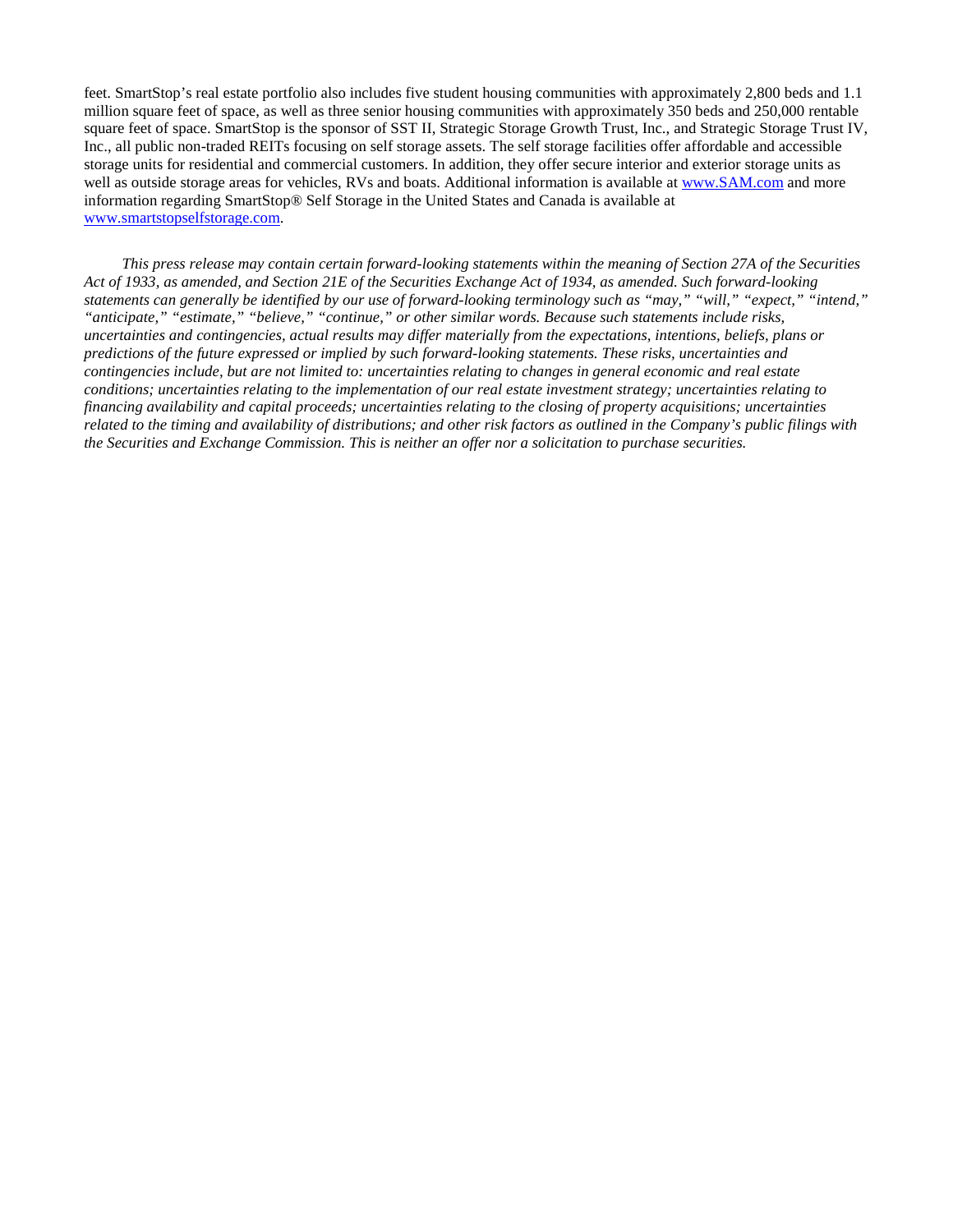feet. SmartStop's real estate portfolio also includes five student housing communities with approximately 2,800 beds and 1.1 million square feet of space, as well as three senior housing communities with approximately 350 beds and 250,000 rentable square feet of space. SmartStop is the sponsor of SST II, Strategic Storage Growth Trust, Inc., and Strategic Storage Trust IV, Inc., all public non-traded REITs focusing on self storage assets. The self storage facilities offer affordable and accessible storage units for residential and commercial customers. In addition, they offer secure interior and exterior storage units as well as outside storage areas for vehicles, RVs and boats. Additional information is available at [www.SAM.com](http://www.SAM.com) and more information regarding SmartStop® Self Storage in the United States and Canada is available at [www.smartstopselfstorage.com](http://www.smartstopselfstorage.com).

*This press release may contain certain forward-looking statements within the meaning of Section 27A of the Securities Act of 1933, as amended, and Section 21E of the Securities Exchange Act of 1934, as amended. Such forward-looking statements can generally be identified by our use of forward-looking terminology such as "may," "will," "expect," "intend," "anticipate," "estimate," "believe," "continue," or other similar words. Because such statements include risks, uncertainties and contingencies, actual results may differ materially from the expectations, intentions, beliefs, plans or predictions of the future expressed or implied by such forward-looking statements. These risks, uncertainties and contingencies include, but are not limited to: uncertainties relating to changes in general economic and real estate conditions; uncertainties relating to the implementation of our real estate investment strategy; uncertainties relating to financing availability and capital proceeds; uncertainties relating to the closing of property acquisitions; uncertainties related to the timing and availability of distributions; and other risk factors as outlined in the Company's public filings with the Securities and Exchange Commission. This is neither an offer nor a solicitation to purchase securities.*